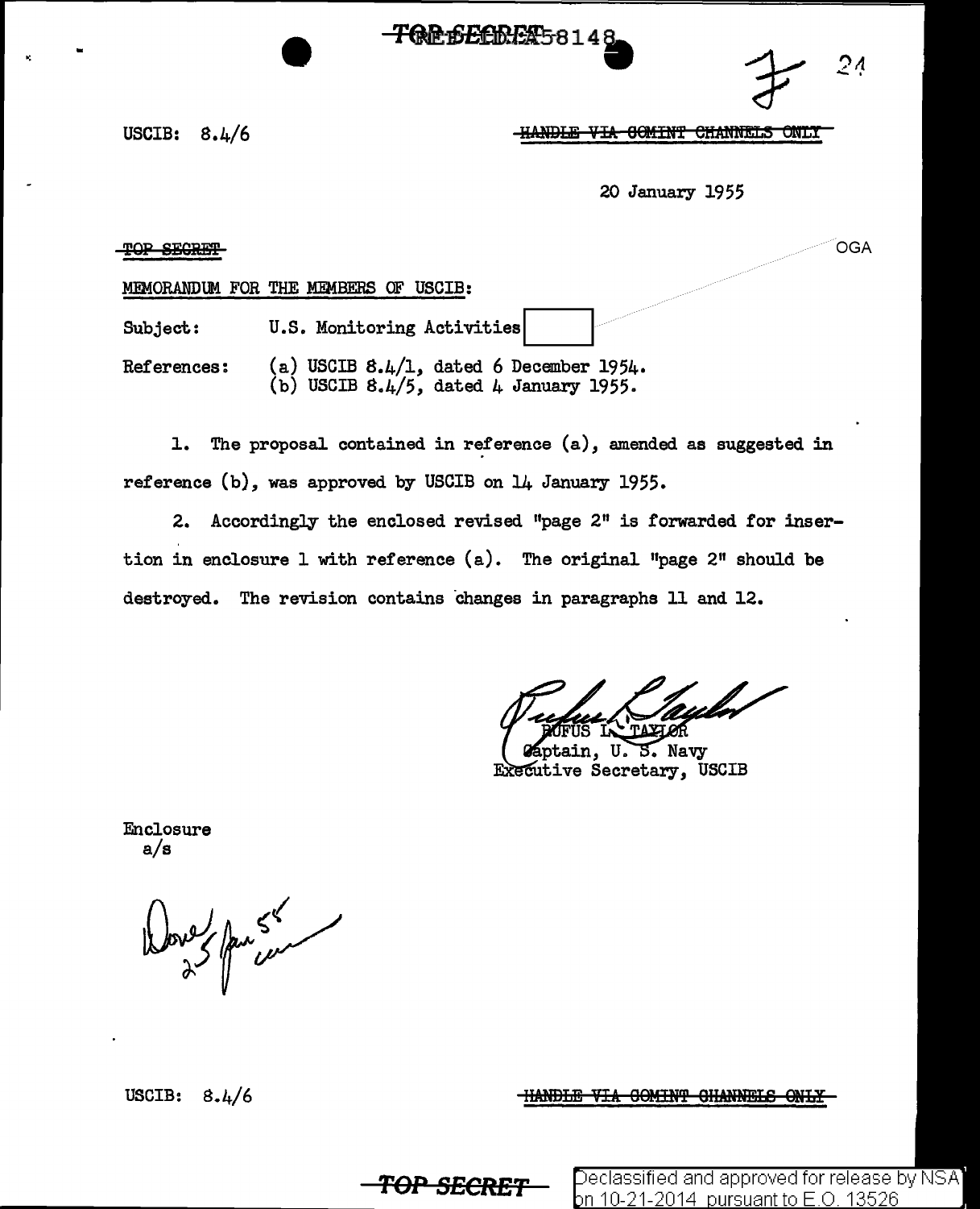TOP SECRET 58148

USCIB: 8.4/6

HANDLE VIA COMINT CHANNELS ONLY

20 January 1955

TOP SECRET

OGA

MEMORANDUM FOR THE MEMBERS OF USCIB:

Subject: U.S. Monitoring Activities [ ]

References: (a) USCIB 8.4/1, dated 6 December 1954.
(b) USCIB 8.4/5, dated 4 January 1955.

1. The proposal contained in reference (a), amended as suggested in reference (b), was approved by USCIB on 14 January 1955.

2. Accordingly the enclosed revised "page 2" is forwarded for insertion in enclosure 1 with reference (a). The original "page 2" should be destroyed. The revision contains changes in paragraphs 11 and 12.

RUFUS L. TAYLOR
Captain, U. S. Navy
Executive Secretary, USCIB

Enclosure
a/s

Done 25 Jan 55

USCIB: 8.4/6

HANDLE VIA COMINT CHANNELS ONLY

TOP SECRET

Declassified and approved for release by NSA on 10-21-2014 pursuant to E.O. 13526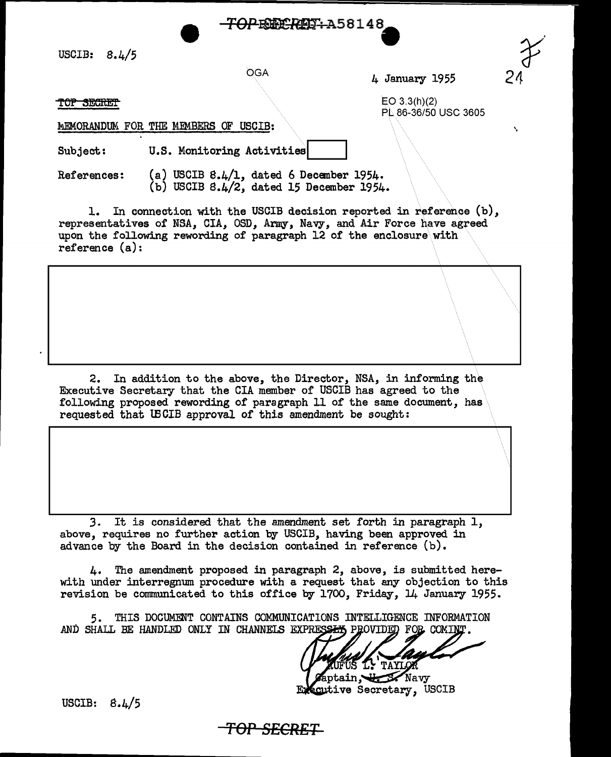TOP SECRET

USCIB: 8.4/5

OGA

4 January 1955

TOP SECRET

EO 3.3(h)(2)
PL 86-36/50 USC 3605

MEMORANDUM FOR THE MEMBERS OF USCIB:

Subject: U.S. Monitoring Activities

References: (a) USCIB 8.4/1, dated 6 December 1954.
(b) USCIB 8.4/2, dated 15 December 1954.

1. In connection with the USCIB decision reported in reference (b), representatives of NSA, CIA, OSD, Army, Navy, and Air Force have agreed upon the following rewording of paragraph 12 of the enclosure with reference (a):

2. In addition to the above, the Director, NSA, in informing the Executive Secretary that the CIA member of USCIB has agreed to the following proposed rewording of paragraph 11 of the same document, has requested that USCIB approval of this amendment be sought:

3. It is considered that the amendment set forth in paragraph 1, above, requires no further action by USCIB, having been approved in advance by the Board in the decision contained in reference (b).

4. The amendment proposed in paragraph 2, above, is submitted herewith under interregnum procedure with a request that any objection to this revision be communicated to this office by 1700, Friday, 14 January 1955.

5. THIS DOCUMENT CONTAINS COMMUNICATIONS INTELLIGENCE INFORMATION AND SHALL BE HANDLED ONLY IN CHANNELS EXPRESSLY PROVIDED FOR COMINT.

RUFUS L. TAYLOR
Captain, U. S. Navy
Executive Secretary, USCIB

USCIB: 8.4/5

TOP SECRET